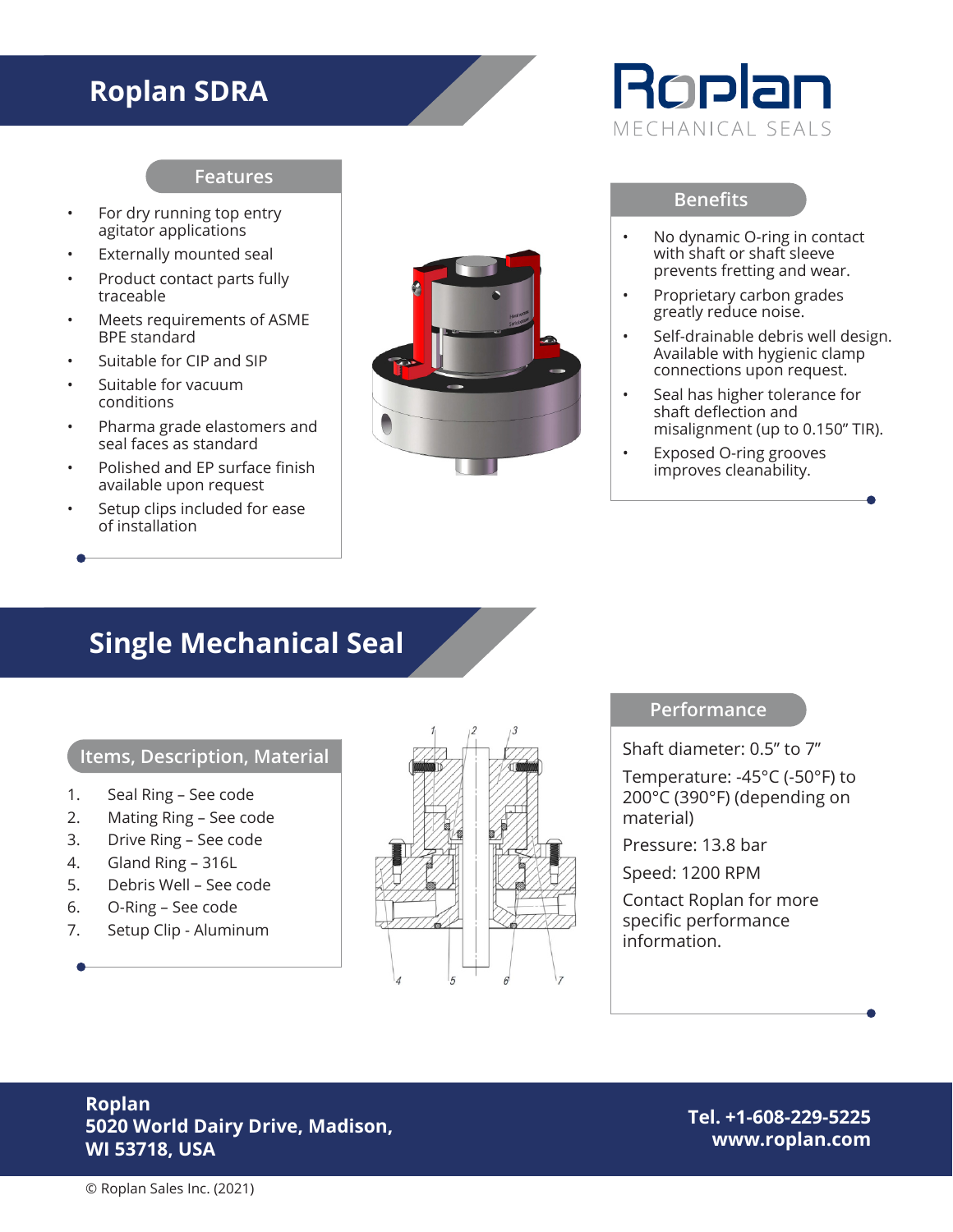# Roplan SDRA

Roplan
MECHANICAL SEALS

## Features

- For dry running top entry agitator applications
- Externally mounted seal
- Product contact parts fully traceable
- Meets requirements of ASME BPE standard
- Suitable for CIP and SIP
- Suitable for vacuum conditions
- Pharma grade elastomers and seal faces as standard
- Polished and EP surface finish available upon request
- Setup clips included for ease of installation

## Benefits

- No dynamic O-ring in contact with shaft or shaft sleeve prevents fretting and wear.
- Proprietary carbon grades greatly reduce noise.
- Self-drainable debris well design. Available with hygienic clamp connections upon request.
- Seal has higher tolerance for shaft deflection and misalignment (up to 0.150" TIR).
- Exposed O-ring grooves improves cleanability.

# Single Mechanical Seal

## Items, Description, Material

1. Seal Ring – See code
2. Mating Ring – See code
3. Drive Ring – See code
4. Gland Ring – 316L
5. Debris Well – See code
6. O-Ring – See code
7. Setup Clip - Aluminum

## Performance

Shaft diameter: 0.5" to 7"

Temperature: -45°C (-50°F) to 200°C (390°F) (depending on material)

Pressure: 13.8 bar

Speed: 1200 RPM

Contact Roplan for more specific performance information.

**Roplan**
**5020 World Dairy Drive, Madison, WI 53718, USA**

**Tel. +1-608-229-5225**
**www.roplan.com**

© Roplan Sales Inc. (2021)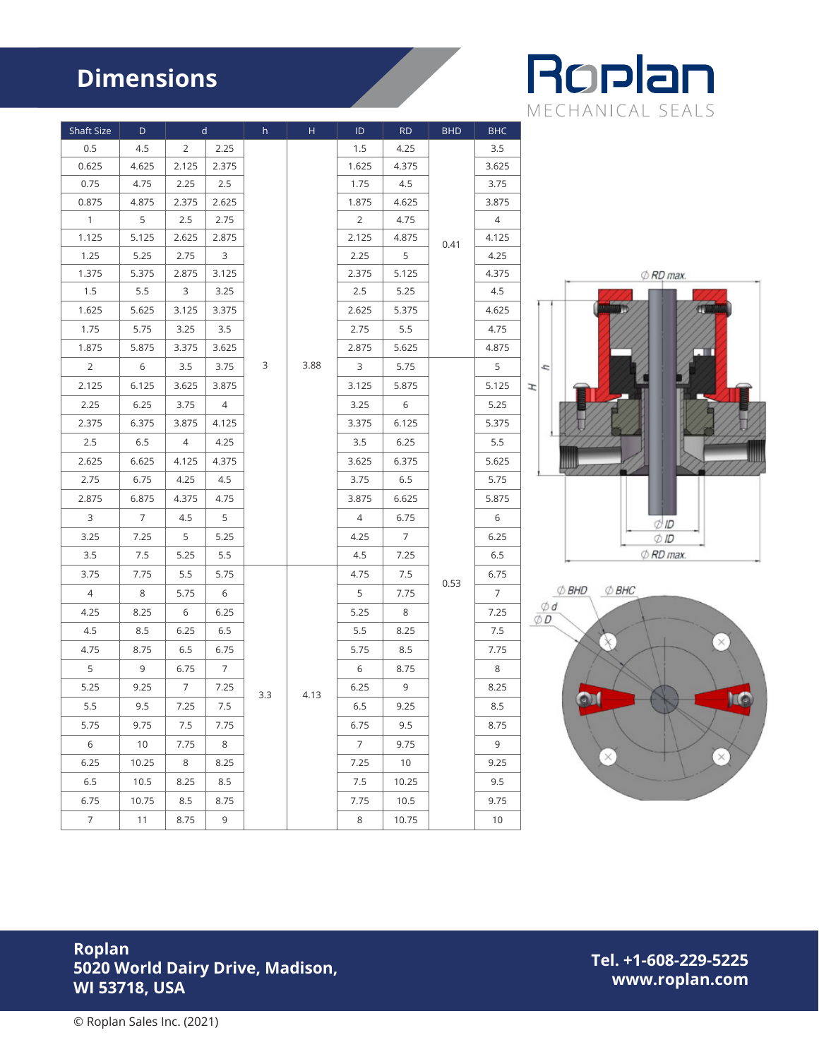# Dimensions

Roplan
MECHANICAL SEALS

| Shaft Size | D | d | | h | H | ID | RD | BHD | BHC |
|---|---|---|---|---|---|---|---|---|---|
| 0.5 | 4.5 | 2 | 2.25 | 3 | 3.88 | 1.5 | 4.25 | 0.41 | 3.5 |
| 0.625 | 4.625 | 2.125 | 2.375 | | | 1.625 | 4.375 | | 3.625 |
| 0.75 | 4.75 | 2.25 | 2.5 | | | 1.75 | 4.5 | | 3.75 |
| 0.875 | 4.875 | 2.375 | 2.625 | | | 1.875 | 4.625 | | 3.875 |
| 1 | 5 | 2.5 | 2.75 | | | 2 | 4.75 | | 4 |
| 1.125 | 5.125 | 2.625 | 2.875 | | | 2.125 | 4.875 | | 4.125 |
| 1.25 | 5.25 | 2.75 | 3 | | | 2.25 | 5 | | 4.25 |
| 1.375 | 5.375 | 2.875 | 3.125 | | | 2.375 | 5.125 | | 4.375 |
| 1.5 | 5.5 | 3 | 3.25 | | | 2.5 | 5.25 | | 4.5 |
| 1.625 | 5.625 | 3.125 | 3.375 | | | 2.625 | 5.375 | | 4.625 |
| 1.75 | 5.75 | 3.25 | 3.5 | | | 2.75 | 5.5 | | 4.75 |
| 1.875 | 5.875 | 3.375 | 3.625 | | | 2.875 | 5.625 | | 4.875 |
| 2 | 6 | 3.5 | 3.75 | | | 3 | 5.75 | 0.53 | 5 |
| 2.125 | 6.125 | 3.625 | 3.875 | | | 3.125 | 5.875 | | 5.125 |
| 2.25 | 6.25 | 3.75 | 4 | | | 3.25 | 6 | | 5.25 |
| 2.375 | 6.375 | 3.875 | 4.125 | | | 3.375 | 6.125 | | 5.375 |
| 2.5 | 6.5 | 4 | 4.25 | | | 3.5 | 6.25 | | 5.5 |
| 2.625 | 6.625 | 4.125 | 4.375 | | | 3.625 | 6.375 | | 5.625 |
| 2.75 | 6.75 | 4.25 | 4.5 | | | 3.75 | 6.5 | | 5.75 |
| 2.875 | 6.875 | 4.375 | 4.75 | | | 3.875 | 6.625 | | 5.875 |
| 3 | 7 | 4.5 | 5 | | | 4 | 6.75 | | 6 |
| 3.25 | 7.25 | 5 | 5.25 | | | 4.25 | 7 | | 6.25 |
| 3.5 | 7.5 | 5.25 | 5.5 | | | 4.5 | 7.25 | | 6.5 |
| 3.75 | 7.75 | 5.5 | 5.75 | 3.3 | 4.13 | 4.75 | 7.5 | | 6.75 |
| 4 | 8 | 5.75 | 6 | | | 5 | 7.75 | | 7 |
| 4.25 | 8.25 | 6 | 6.25 | | | 5.25 | 8 | | 7.25 |
| 4.5 | 8.5 | 6.25 | 6.5 | | | 5.5 | 8.25 | | 7.5 |
| 4.75 | 8.75 | 6.5 | 6.75 | | | 5.75 | 8.5 | | 7.75 |
| 5 | 9 | 6.75 | 7 | | | 6 | 8.75 | | 8 |
| 5.25 | 9.25 | 7 | 7.25 | | | 6.25 | 9 | | 8.25 |
| 5.5 | 9.5 | 7.25 | 7.5 | | | 6.5 | 9.25 | | 8.5 |
| 5.75 | 9.75 | 7.5 | 7.75 | | | 6.75 | 9.5 | | 8.75 |
| 6 | 10 | 7.75 | 8 | | | 7 | 9.75 | | 9 |
| 6.25 | 10.25 | 8 | 8.25 | | | 7.25 | 10 | | 9.25 |
| 6.5 | 10.5 | 8.25 | 8.5 | | | 7.5 | 10.25 | | 9.5 |
| 6.75 | 10.75 | 8.5 | 8.75 | | | 7.75 | 10.5 | | 9.75 |
| 7 | 11 | 8.75 | 9 | | | 8 | 10.75 | | 10 |

**Roplan**
**5020 World Dairy Drive, Madison, WI 53718, USA**

**Tel. +1-608-229-5225**
**www.roplan.com**

© Roplan Sales Inc. (2021)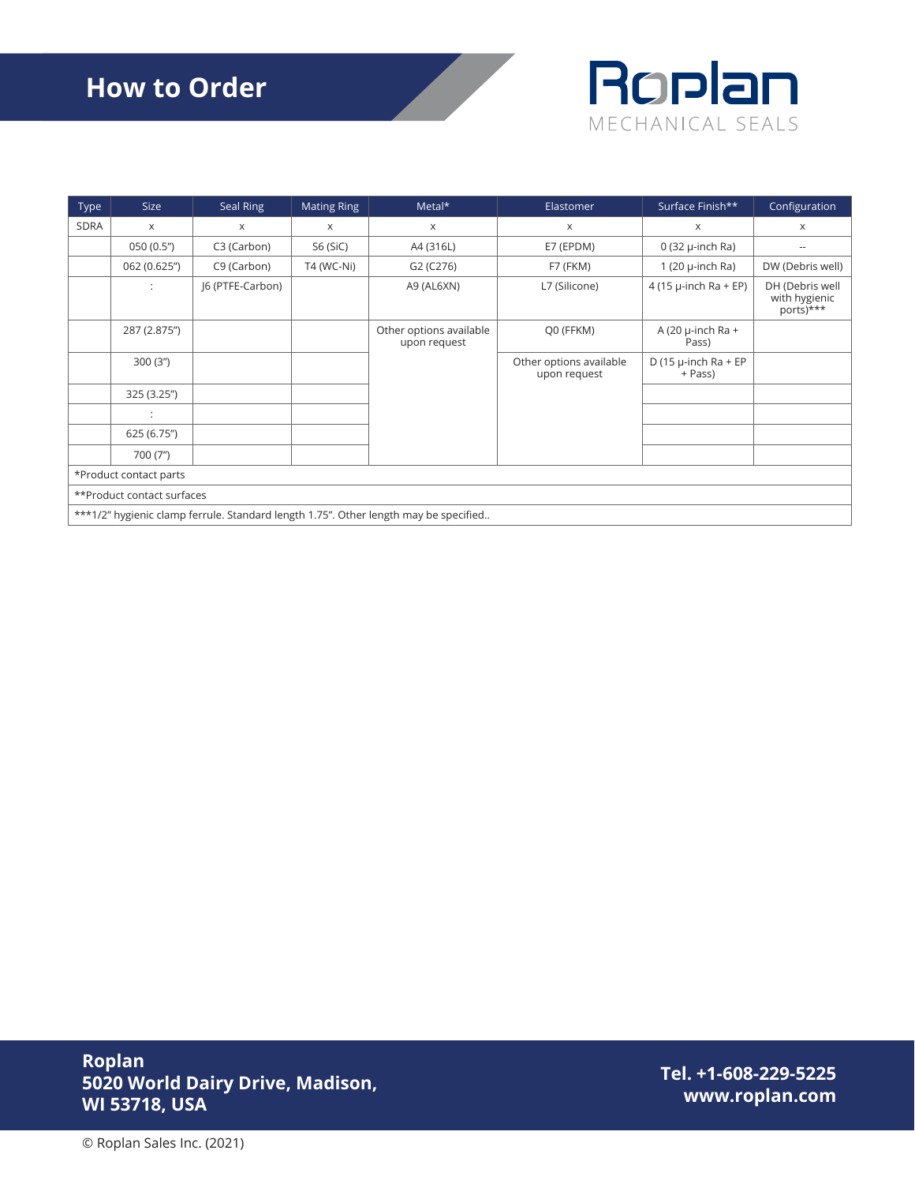# How to Order

Roplan
MECHANICAL SEALS

| Type | Size | Seal Ring | Mating Ring | Metal* | Elastomer | Surface Finish** | Configuration |
|---|---|---|---|---|---|---|---|
| SDRA | x | x | x | x | x | x | x |
| | 050 (0.5") | C3 (Carbon) | S6 (SiC) | A4 (316L) | E7 (EPDM) | 0 (32 μ-inch Ra) | -- |
| | 062 (0.625") | C9 (Carbon) | T4 (WC-Ni) | G2 (C276) | F7 (FKM) | 1 (20 μ-inch Ra) | DW (Debris well) |
| | : | J6 (PTFE-Carbon) | | A9 (AL6XN) | L7 (Silicone) | 4 (15 μ-inch Ra + EP) | DH (Debris well with hygienic ports)*** |
| | 287 (2.875") | | | Other options available upon request | Q0 (FFKM) | A (20 μ-inch Ra + Pass) | |
| | 300 (3") | | | | Other options available upon request | D (15 μ-inch Ra + EP + Pass) | |
| | 325 (3.25") | | | | | | |
| | : | | | | | | |
| | 625 (6.75") | | | | | | |
| | 700 (7") | | | | | | |

*Product contact parts

**Product contact surfaces

***1/2" hygienic clamp ferrule. Standard length 1.75". Other length may be specified..

**Roplan**
**5020 World Dairy Drive, Madison, WI 53718, USA**

**Tel. +1-608-229-5225**
**www.roplan.com**

© Roplan Sales Inc. (2021)